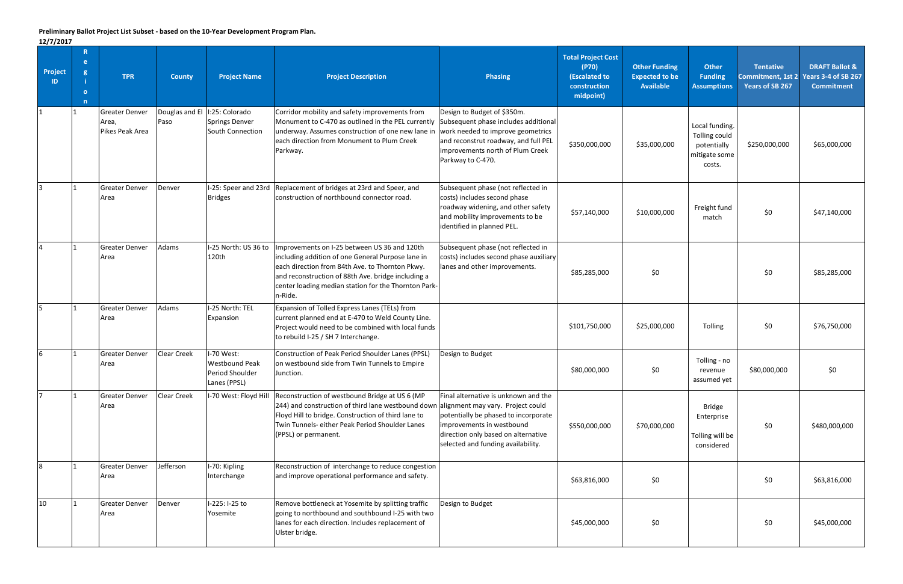**Preliminary Ballot Project List Subset - based on the 10-Year Development Program Plan.**

**12/7/2017**

| Project ID | Region | TPR | County | Project Name | Project Description | Phasing | Total Project Cost (P70) (Escalated to construction midpoint) | Other Funding Expected to be Available | Other Funding Assumptions | Tentative Commitment, 1st 2 Years of SB 267 | DRAFT Ballot & Years 3-4 of SB 267 Commitment |
|---|---|---|---|---|---|---|---|---|---|---|---|
| 1 | 1 | Greater Denver Area, Pikes Peak Area | Douglas and El Paso | I:25: Colorado Springs Denver South Connection | Corridor mobility and safety improvements from Monument to C-470 as outlined in the PEL currently underway. Assumes construction of one new lane in each direction from Monument to Plum Creek Parkway. | Design to Budget of $350m. Subsequent phase includes additional work needed to improve geometrics and reconstrut roadway, and full PEL improvements north of Plum Creek Parkway to C-470. | $350,000,000 | $35,000,000 | Local funding. Tolling could potentially mitigate some costs. | $250,000,000 | $65,000,000 |
| 3 | 1 | Greater Denver Area | Denver | I-25: Speer and 23rd Bridges | Replacement of bridges at 23rd and Speer, and construction of northbound connector road. | Subsequent phase (not reflected in costs) includes second phase roadway widening, and other safety and mobility improvements to be identified in planned PEL. | $57,140,000 | $10,000,000 | Freight fund match | $0 | $47,140,000 |
| 4 | 1 | Greater Denver Area | Adams | I-25 North: US 36 to 120th | Improvements on I-25 between US 36 and 120th including addition of one General Purpose lane in each direction from 84th Ave. to Thornton Pkwy. and reconstruction of 88th Ave. bridge including a center loading median station for the Thornton Park-n-Ride. | Subsequent phase (not reflected in costs) includes second phase auxiliary lanes and other improvements. | $85,285,000 | $0 | | $0 | $85,285,000 |
| 5 | 1 | Greater Denver Area | Adams | I-25 North: TEL Expansion | Expansion of Tolled Express Lanes (TELs) from current planned end at E-470 to Weld County Line. Project would need to be combined with local funds to rebuild I-25 / SH 7 Interchange. | | $101,750,000 | $25,000,000 | Tolling | $0 | $76,750,000 |
| 6 | 1 | Greater Denver Area | Clear Creek | I-70 West: Westbound Peak Period Shoulder Lanes (PPSL) | Construction of Peak Period Shoulder Lanes (PPSL) on westbound side from Twin Tunnels to Empire Junction. | Design to Budget | $80,000,000 | $0 | Tolling - no revenue assumed yet | $80,000,000 | $0 |
| 7 | 1 | Greater Denver Area | Clear Creek | I-70 West: Floyd Hill | Reconstruction of westbound Bridge at US 6 (MP 244) and construction of third lane westbound down Floyd Hill to bridge. Construction of third lane to Twin Tunnels- either Peak Period Shoulder Lanes (PPSL) or permanent. | Final alternative is unknown and the alignment may vary. Project could potentially be phased to incorporate improvements in westbound direction only based on alternative selected and funding availability. | $550,000,000 | $70,000,000 | Bridge Enterprise<br><br>Tolling will be considered | $0 | $480,000,000 |
| 8 | 1 | Greater Denver Area | Jefferson | I-70: Kipling Interchange | Reconstruction of interchange to reduce congestion and improve operational performance and safety. | | $63,816,000 | $0 | | $0 | $63,816,000 |
| 10 | 1 | Greater Denver Area | Denver | I-225: I-25 to Yosemite | Remove bottleneck at Yosemite by splitting traffic going to northbound and southbound I-25 with two lanes for each direction. Includes replacement of Ulster bridge. | Design to Budget | $45,000,000 | $0 | | $0 | $45,000,000 |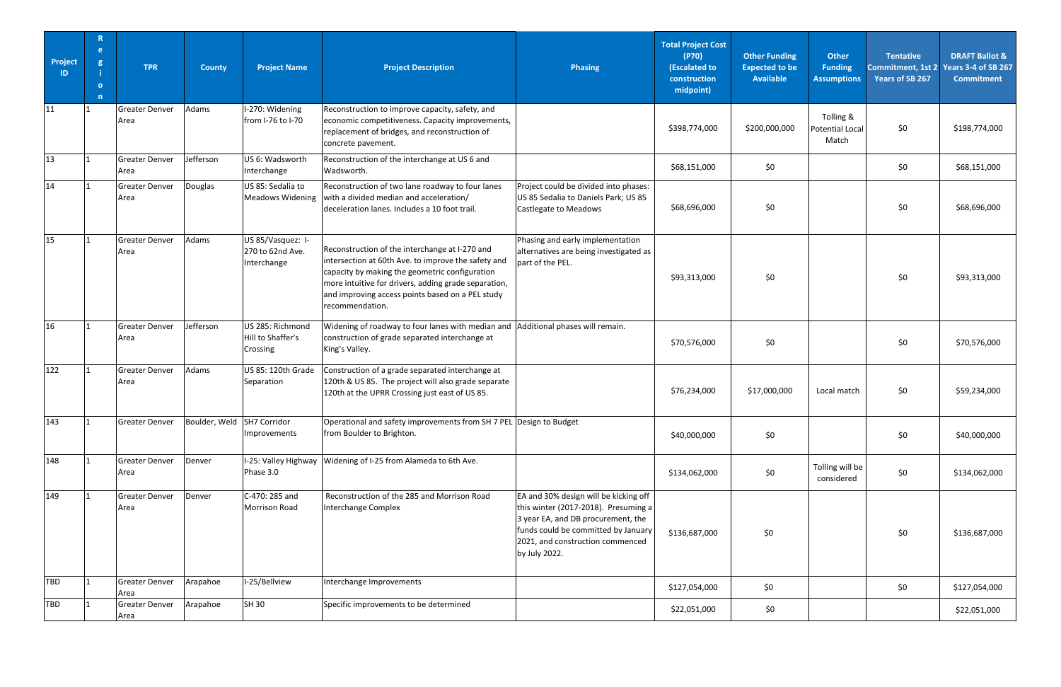| Project ID | Region | TPR | County | Project Name | Project Description | Phasing | Total Project Cost (P70) (Escalated to construction midpoint) | Other Funding Expected to be Available | Other Funding Assumptions | Tentative Commitment, 1st 2 Years of SB 267 | DRAFT Ballot & Years 3-4 of SB 267 Commitment |
|---|---|---|---|---|---|---|---|---|---|---|---|
| 11 | 1 | Greater Denver Area | Adams | I-270: Widening from I-76 to I-70 | Reconstruction to improve capacity, safety, and economic competitiveness. Capacity improvements, replacement of bridges, and reconstruction of concrete pavement. | | $398,774,000 | $200,000,000 | Tolling & Potential Local Match | $0 | $198,774,000 |
| 13 | 1 | Greater Denver Area | Jefferson | US 6: Wadsworth Interchange | Reconstruction of the interchange at US 6 and Wadsworth. | | $68,151,000 | $0 | | $0 | $68,151,000 |
| 14 | 1 | Greater Denver Area | Douglas | US 85: Sedalia to Meadows Widening | Reconstruction of two lane roadway to four lanes with a divided median and acceleration/ deceleration lanes. Includes a 10 foot trail. | Project could be divided into phases: US 85 Sedalia to Daniels Park; US 85 Castlegate to Meadows | $68,696,000 | $0 | | $0 | $68,696,000 |
| 15 | 1 | Greater Denver Area | Adams | US 85/Vasquez: I-270 to 62nd Ave. Interchange | Reconstruction of the interchange at I-270 and intersection at 60th Ave. to improve the safety and capacity by making the geometric configuration more intuitive for drivers, adding grade separation, and improving access points based on a PEL study recommendation. | Phasing and early implementation alternatives are being investigated as part of the PEL. | $93,313,000 | $0 | | $0 | $93,313,000 |
| 16 | 1 | Greater Denver Area | Jefferson | US 285: Richmond Hill to Shaffer's Crossing | Widening of roadway to four lanes with median and construction of grade separated interchange at King's Valley. | Additional phases will remain. | $70,576,000 | $0 | | $0 | $70,576,000 |
| 122 | 1 | Greater Denver Area | Adams | US 85: 120th Grade Separation | Construction of a grade separated interchange at 120th & US 85. The project will also grade separate 120th at the UPRR Crossing just east of US 85. | | $76,234,000 | $17,000,000 | Local match | $0 | $59,234,000 |
| 143 | 1 | Greater Denver | Boulder, Weld | SH7 Corridor Improvements | Operational and safety improvements from SH 7 PEL from Boulder to Brighton. | Design to Budget | $40,000,000 | $0 | | $0 | $40,000,000 |
| 148 | 1 | Greater Denver Area | Denver | I-25: Valley Highway Phase 3.0 | Widening of I-25 from Alameda to 6th Ave. | | $134,062,000 | $0 | Tolling will be considered | $0 | $134,062,000 |
| 149 | 1 | Greater Denver Area | Denver | C-470: 285 and Morrison Road | Reconstruction of the 285 and Morrison Road Interchange Complex | EA and 30% design will be kicking off this winter (2017-2018). Presuming a 3 year EA, and DB procurement, the funds could be committed by January 2021, and construction commenced by July 2022. | $136,687,000 | $0 | | $0 | $136,687,000 |
| TBD | 1 | Greater Denver Area | Arapahoe | I-25/Bellview | Interchange Improvements | | $127,054,000 | $0 | | $0 | $127,054,000 |
| TBD | 1 | Greater Denver Area | Arapahoe | SH 30 | Specific improvements to be determined | | $22,051,000 | $0 | | | $22,051,000 |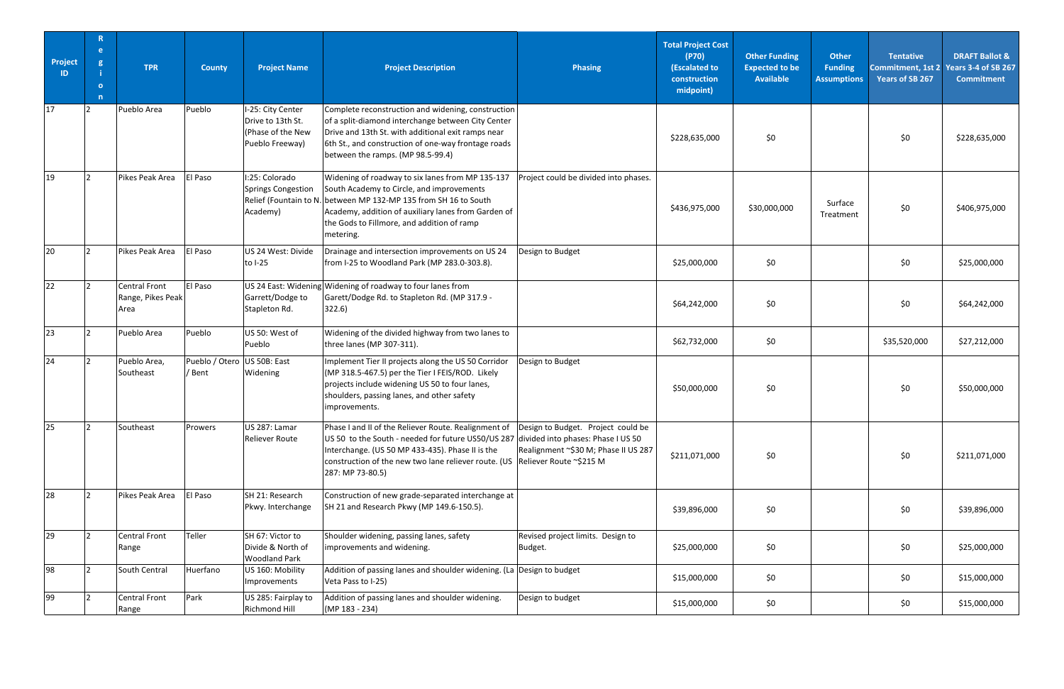| Project ID | Region | TPR | County | Project Name | Project Description | Phasing | Total Project Cost (P70) (Escalated to construction midpoint) | Other Funding Expected to be Available | Other Funding Assumptions | Tentative Commitment, 1st 2 Years of SB 267 | DRAFT Ballot & Years 3-4 of SB 267 Commitment |
|---|---|---|---|---|---|---|---|---|---|---|---|
| 17 | 2 | Pueblo Area | Pueblo | I-25: City Center Drive to 13th St. (Phase of the New Pueblo Freeway) | Complete reconstruction and widening, construction of a split-diamond interchange between City Center Drive and 13th St. with additional exit ramps near 6th St., and construction of one-way frontage roads between the ramps. (MP 98.5-99.4) | | $228,635,000 | $0 | | $0 | $228,635,000 |
| 19 | 2 | Pikes Peak Area | El Paso | I:25: Colorado Springs Congestion Relief (Fountain to N. Academy) | Widening of roadway to six lanes from MP 135-137 South Academy to Circle, and improvements between MP 132-MP 135 from SH 16 to South Academy, addition of auxiliary lanes from Garden of the Gods to Fillmore, and addition of ramp metering. | Project could be divided into phases. | $436,975,000 | $30,000,000 | Surface Treatment | $0 | $406,975,000 |
| 20 | 2 | Pikes Peak Area | El Paso | US 24 West: Divide to I-25 | Drainage and intersection improvements on US 24 from I-25 to Woodland Park (MP 283.0-303.8). | Design to Budget | $25,000,000 | $0 | | $0 | $25,000,000 |
| 22 | 2 | Central Front Range, Pikes Peak Area | El Paso | US 24 East: Widening Garrett/Dodge to Stapleton Rd. | Widening of roadway to four lanes from Garett/Dodge Rd. to Stapleton Rd. (MP 317.9 - 322.6) | | $64,242,000 | $0 | | $0 | $64,242,000 |
| 23 | 2 | Pueblo Area | Pueblo | US 50: West of Pueblo | Widening of the divided highway from two lanes to three lanes (MP 307-311). | | $62,732,000 | $0 | | $35,520,000 | $27,212,000 |
| 24 | 2 | Pueblo Area, Southeast | Pueblo / Otero / Bent | US 50B: East Widening | Implement Tier II projects along the US 50 Corridor (MP 318.5-467.5) per the Tier I FEIS/ROD. Likely projects include widening US 50 to four lanes, shoulders, passing lanes, and other safety improvements. | Design to Budget | $50,000,000 | $0 | | $0 | $50,000,000 |
| 25 | 2 | Southeast | Prowers | US 287: Lamar Reliever Route | Phase I and II of the Reliever Route. Realignment of US 50 to the South - needed for future US50/US 287 Interchange. (US 50 MP 433-435). Phase II is the construction of the new two lane reliever route. (US 287: MP 73-80.5) | Design to Budget. Project could be divided into phases: Phase I US 50 Realignment ~$30 M; Phase II US 287 Reliever Route ~$215 M | $211,071,000 | $0 | | $0 | $211,071,000 |
| 28 | 2 | Pikes Peak Area | El Paso | SH 21: Research Pkwy. Interchange | Construction of new grade-separated interchange at SH 21 and Research Pkwy (MP 149.6-150.5). | | $39,896,000 | $0 | | $0 | $39,896,000 |
| 29 | 2 | Central Front Range | Teller | SH 67: Victor to Divide & North of Woodland Park | Shoulder widening, passing lanes, safety improvements and widening. | Revised project limits. Design to Budget. | $25,000,000 | $0 | | $0 | $25,000,000 |
| 98 | 2 | South Central | Huerfano | US 160: Mobility Improvements | Addition of passing lanes and shoulder widening. (La Veta Pass to I-25) | Design to budget | $15,000,000 | $0 | | $0 | $15,000,000 |
| 99 | 2 | Central Front Range | Park | US 285: Fairplay to Richmond Hill | Addition of passing lanes and shoulder widening. (MP 183 - 234) | Design to budget | $15,000,000 | $0 | | $0 | $15,000,000 |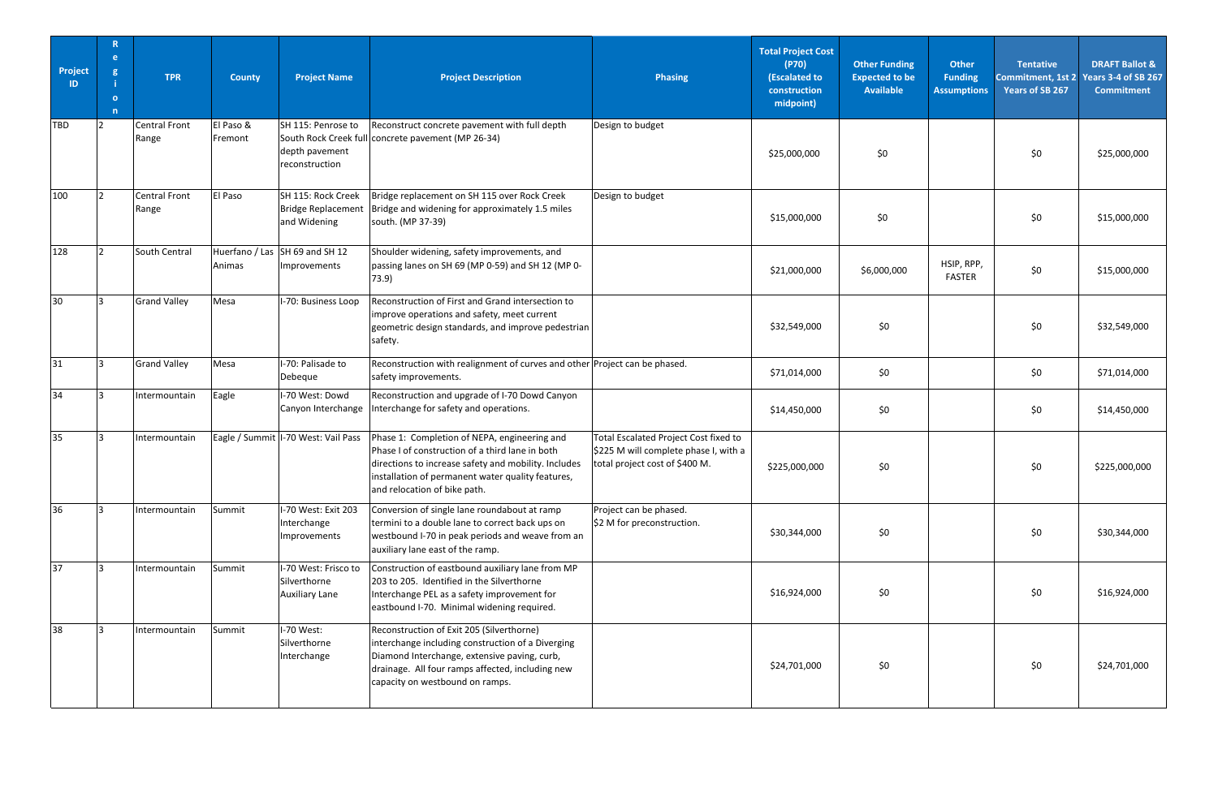| Project ID | Region | TPR | County | Project Name | Project Description | Phasing | Total Project Cost (P70) (Escalated to construction midpoint) | Other Funding Expected to be Available | Other Funding Assumptions | Tentative Commitment, 1st 2 Years of SB 267 | DRAFT Ballot & Years 3-4 of SB 267 Commitment |
|---|---|---|---|---|---|---|---|---|---|---|---|
| TBD | 2 | Central Front Range | El Paso & Fremont | SH 115: Penrose to South Rock Creek full depth pavement reconstruction | Reconstruct concrete pavement with full depth concrete pavement (MP 26-34) | Design to budget | $25,000,000 | $0 | | $0 | $25,000,000 |
| 100 | 2 | Central Front Range | El Paso | SH 115: Rock Creek Bridge Replacement and Widening | Bridge replacement on SH 115 over Rock Creek Bridge and widening for approximately 1.5 miles south. (MP 37-39) | Design to budget | $15,000,000 | $0 | | $0 | $15,000,000 |
| 128 | 2 | South Central | Huerfano / Las Animas | SH 69 and SH 12 Improvements | Shoulder widening, safety improvements, and passing lanes on SH 69 (MP 0-59) and SH 12 (MP 0-73.9) | | $21,000,000 | $6,000,000 | HSIP, RPP, FASTER | $0 | $15,000,000 |
| 30 | 3 | Grand Valley | Mesa | I-70: Business Loop | Reconstruction of First and Grand intersection to improve operations and safety, meet current geometric design standards, and improve pedestrian safety. | | $32,549,000 | $0 | | $0 | $32,549,000 |
| 31 | 3 | Grand Valley | Mesa | I-70: Palisade to Debeque | Reconstruction with realignment of curves and other safety improvements. | Project can be phased. | $71,014,000 | $0 | | $0 | $71,014,000 |
| 34 | 3 | Intermountain | Eagle | I-70 West: Dowd Canyon Interchange | Reconstruction and upgrade of I-70 Dowd Canyon Interchange for safety and operations. | | $14,450,000 | $0 | | $0 | $14,450,000 |
| 35 | 3 | Intermountain | Eagle / Summit | I-70 West: Vail Pass | Phase 1: Completion of NEPA, engineering and Phase I of construction of a third lane in both directions to increase safety and mobility. Includes installation of permanent water quality features, and relocation of bike path. | Total Escalated Project Cost fixed to $225 M will complete phase I, with a total project cost of $400 M. | $225,000,000 | $0 | | $0 | $225,000,000 |
| 36 | 3 | Intermountain | Summit | I-70 West: Exit 203 Interchange Improvements | Conversion of single lane roundabout at ramp termini to a double lane to correct back ups on westbound I-70 in peak periods and weave from an auxiliary lane east of the ramp. | Project can be phased. $2 M for preconstruction. | $30,344,000 | $0 | | $0 | $30,344,000 |
| 37 | 3 | Intermountain | Summit | I-70 West: Frisco to Silverthorne Auxiliary Lane | Construction of eastbound auxiliary lane from MP 203 to 205. Identified in the Silverthorne Interchange PEL as a safety improvement for eastbound I-70. Minimal widening required. | | $16,924,000 | $0 | | $0 | $16,924,000 |
| 38 | 3 | Intermountain | Summit | I-70 West: Silverthorne Interchange | Reconstruction of Exit 205 (Silverthorne) interchange including construction of a Diverging Diamond Interchange, extensive paving, curb, drainage. All four ramps affected, including new capacity on westbound on ramps. | | $24,701,000 | $0 | | $0 | $24,701,000 |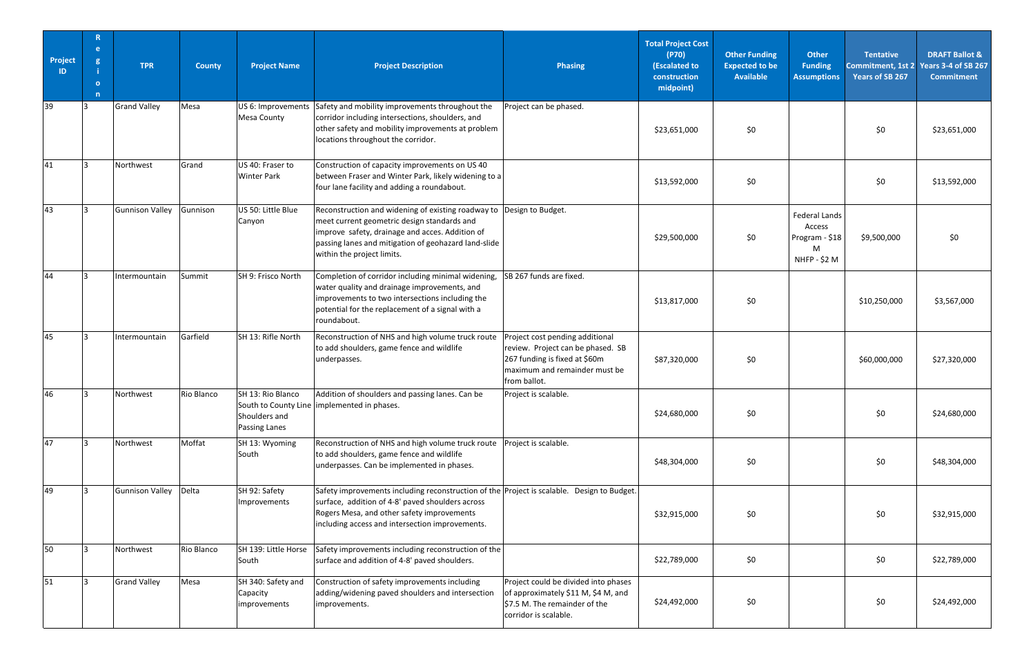| Project ID | Region | TPR | County | Project Name | Project Description | Phasing | Total Project Cost (P70) (Escalated to construction midpoint) | Other Funding Expected to be Available | Other Funding Assumptions | Tentative Commitment, 1st 2 Years of SB 267 | DRAFT Ballot & Years 3-4 of SB 267 Commitment |
|---|---|---|---|---|---|---|---|---|---|---|---|
| 39 | 3 | Grand Valley | Mesa | US 6: Improvements Mesa County | Safety and mobility improvements throughout the corridor including intersections, shoulders, and other safety and mobility improvements at problem locations throughout the corridor. | Project can be phased. | $23,651,000 | $0 | | $0 | $23,651,000 |
| 41 | 3 | Northwest | Grand | US 40: Fraser to Winter Park | Construction of capacity improvements on US 40 between Fraser and Winter Park, likely widening to a four lane facility and adding a roundabout. | | $13,592,000 | $0 | | $0 | $13,592,000 |
| 43 | 3 | Gunnison Valley | Gunnison | US 50: Little Blue Canyon | Reconstruction and widening of existing roadway to meet current geometric design standards and improve safety, drainage and acces. Addition of passing lanes and mitigation of geohazard land-slide within the project limits. | Design to Budget. | $29,500,000 | $0 | Federal Lands Access Program - $18 M NHFP - $2 M | $9,500,000 | $0 |
| 44 | 3 | Intermountain | Summit | SH 9: Frisco North | Completion of corridor including minimal widening, water quality and drainage improvements, and improvements to two intersections including the potential for the replacement of a signal with a roundabout. | SB 267 funds are fixed. | $13,817,000 | $0 | | $10,250,000 | $3,567,000 |
| 45 | 3 | Intermountain | Garfield | SH 13: Rifle North | Reconstruction of NHS and high volume truck route to add shoulders, game fence and wildlife underpasses. | Project cost pending additional review. Project can be phased. SB 267 funding is fixed at $60m maximum and remainder must be from ballot. | $87,320,000 | $0 | | $60,000,000 | $27,320,000 |
| 46 | 3 | Northwest | Rio Blanco | SH 13: Rio Blanco South to County Line Shoulders and Passing Lanes | Addition of shoulders and passing lanes. Can be implemented in phases. | Project is scalable. | $24,680,000 | $0 | | $0 | $24,680,000 |
| 47 | 3 | Northwest | Moffat | SH 13: Wyoming South | Reconstruction of NHS and high volume truck route to add shoulders, game fence and wildlife underpasses. Can be implemented in phases. | Project is scalable. | $48,304,000 | $0 | | $0 | $48,304,000 |
| 49 | 3 | Gunnison Valley | Delta | SH 92: Safety Improvements | Safety improvements including reconstruction of the surface, addition of 4-8' paved shoulders across Rogers Mesa, and other safety improvements including access and intersection improvements. | Project is scalable. Design to Budget. | $32,915,000 | $0 | | $0 | $32,915,000 |
| 50 | 3 | Northwest | Rio Blanco | SH 139: Little Horse South | Safety improvements including reconstruction of the surface and addition of 4-8' paved shoulders. | | $22,789,000 | $0 | | $0 | $22,789,000 |
| 51 | 3 | Grand Valley | Mesa | SH 340: Safety and Capacity improvements | Construction of safety improvements including adding/widening paved shoulders and intersection improvements. | Project could be divided into phases of approximately $11 M, $4 M, and $7.5 M. The remainder of the corridor is scalable. | $24,492,000 | $0 | | $0 | $24,492,000 |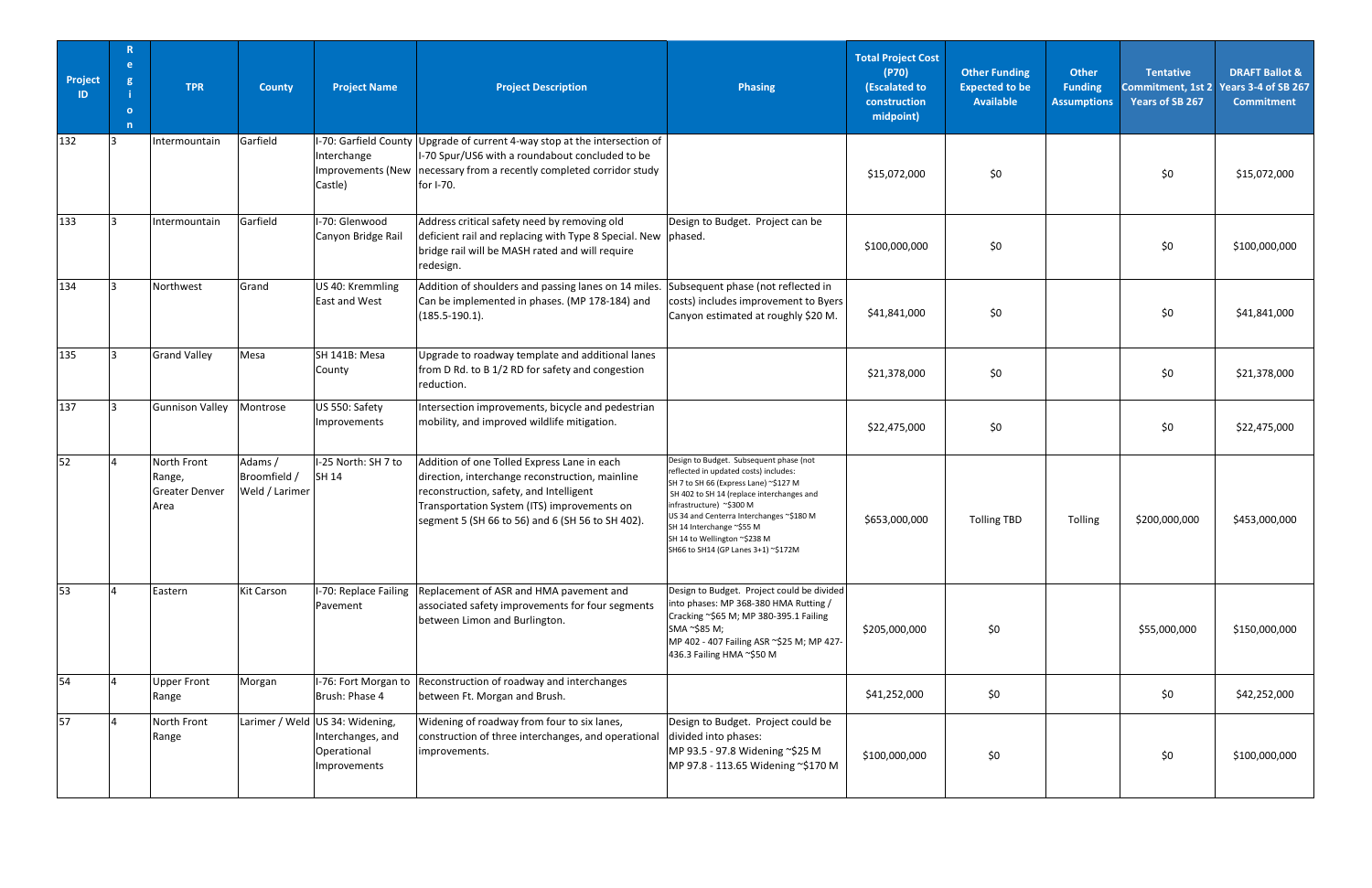| Project ID | Region | TPR | County | Project Name | Project Description | Phasing | Total Project Cost (P70) (Escalated to construction midpoint) | Other Funding Expected to be Available | Other Funding Assumptions | Tentative Commitment, 1st 2 Years of SB 267 | DRAFT Ballot & Years 3-4 of SB 267 Commitment |
|---|---|---|---|---|---|---|---|---|---|---|---|
| 132 | 3 | Intermountain | Garfield | I-70: Garfield County Interchange Improvements (New Castle) | Upgrade of current 4-way stop at the intersection of I-70 Spur/US6 with a roundabout concluded to be necessary from a recently completed corridor study for I-70. | | $15,072,000 | $0 | | $0 | $15,072,000 |
| 133 | 3 | Intermountain | Garfield | I-70: Glenwood Canyon Bridge Rail | Address critical safety need by removing old deficient rail and replacing with Type 8 Special. New bridge rail will be MASH rated and will require redesign. | Design to Budget. Project can be phased. | $100,000,000 | $0 | | $0 | $100,000,000 |
| 134 | 3 | Northwest | Grand | US 40: Kremmling East and West | Addition of shoulders and passing lanes on 14 miles. Can be implemented in phases. (MP 178-184) and (185.5-190.1). | Subsequent phase (not reflected in costs) includes improvement to Byers Canyon estimated at roughly $20 M. | $41,841,000 | $0 | | $0 | $41,841,000 |
| 135 | 3 | Grand Valley | Mesa | SH 141B: Mesa County | Upgrade to roadway template and additional lanes from D Rd. to B 1/2 RD for safety and congestion reduction. | | $21,378,000 | $0 | | $0 | $21,378,000 |
| 137 | 3 | Gunnison Valley | Montrose | US 550: Safety Improvements | Intersection improvements, bicycle and pedestrian mobility, and improved wildlife mitigation. | | $22,475,000 | $0 | | $0 | $22,475,000 |
| 52 | 4 | North Front Range, Greater Denver Area | Adams / Broomfield / Weld / Larimer | I-25 North: SH 7 to SH 14 | Addition of one Tolled Express Lane in each direction, interchange reconstruction, mainline reconstruction, safety, and Intelligent Transportation System (ITS) improvements on segment 5 (SH 66 to 56) and 6 (SH 56 to SH 402). | Design to Budget. Subsequent phase (not reflected in updated costs) includes:<br>SH 7 to SH 66 (Express Lane) ~$127 M<br>SH 402 to SH 14 (replace interchanges and infrastructure) ~$300 M<br>US 34 and Centerra Interchanges ~$180 M<br>SH 14 Interchange ~$55 M<br>SH 14 to Wellington ~$238 M<br>SH66 to SH14 (GP Lanes 3+1) ~$172M | $653,000,000 | Tolling TBD | Tolling | $200,000,000 | $453,000,000 |
| 53 | 4 | Eastern | Kit Carson | I-70: Replace Failing Pavement | Replacement of ASR and HMA pavement and associated safety improvements for four segments between Limon and Burlington. | Design to Budget. Project could be divided into phases: MP 368-380 HMA Rutting / Cracking ~$65 M; MP 380-395.1 Failing SMA ~$85 M;<br>MP 402 - 407 Failing ASR ~$25 M; MP 427-436.3 Failing HMA ~$50 M | $205,000,000 | $0 | | $55,000,000 | $150,000,000 |
| 54 | 4 | Upper Front Range | Morgan | I-76: Fort Morgan to Brush: Phase 4 | Reconstruction of roadway and interchanges between Ft. Morgan and Brush. | | $41,252,000 | $0 | | $0 | $42,252,000 |
| 57 | 4 | North Front Range | Larimer / Weld | US 34: Widening, Interchanges, and Operational Improvements | Widening of roadway from four to six lanes, construction of three interchanges, and operational improvements. | Design to Budget. Project could be divided into phases:<br>MP 93.5 - 97.8 Widening ~$25 M<br>MP 97.8 - 113.65 Widening ~$170 M | $100,000,000 | $0 | | $0 | $100,000,000 |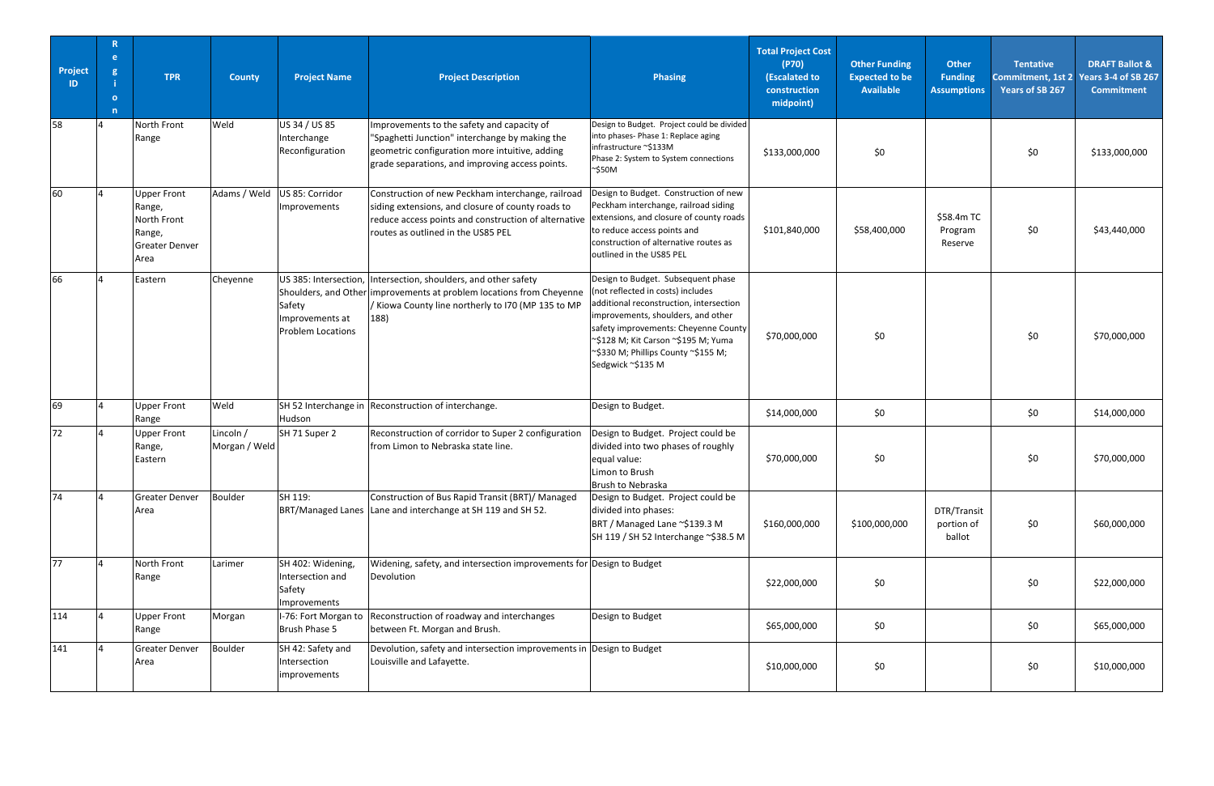| Project ID | Region | TPR | County | Project Name | Project Description | Phasing | Total Project Cost (P70) (Escalated to construction midpoint) | Other Funding Expected to be Available | Other Funding Assumptions | Tentative Commitment, 1st 2 Years of SB 267 | DRAFT Ballot & Years 3-4 of SB 267 Commitment |
|---|---|---|---|---|---|---|---|---|---|---|---|
| 58 | 4 | North Front Range | Weld | US 34 / US 85 Interchange Reconfiguration | Improvements to the safety and capacity of "Spaghetti Junction" interchange by making the geometric configuration more intuitive, adding grade separations, and improving access points. | Design to Budget. Project could be divided into phases- Phase 1: Replace aging infrastructure ~$133M Phase 2: System to System connections ~$50M | $133,000,000 | $0 | | $0 | $133,000,000 |
| 60 | 4 | Upper Front Range, North Front Range, Greater Denver Area | Adams / Weld | US 85: Corridor Improvements | Construction of new Peckham interchange, railroad siding extensions, and closure of county roads to reduce access points and construction of alternative routes as outlined in the US85 PEL | Design to Budget. Construction of new Peckham interchange, railroad siding extensions, and closure of county roads to reduce access points and construction of alternative routes as outlined in the US85 PEL | $101,840,000 | $58,400,000 | $58.4m TC Program Reserve | $0 | $43,440,000 |
| 66 | 4 | Eastern | Cheyenne | US 385: Intersection, Shoulders, and Other Safety Improvements at Problem Locations | Intersection, shoulders, and other safety improvements at problem locations from Cheyenne / Kiowa County line northerly to I70 (MP 135 to MP 188) | Design to Budget. Subsequent phase (not reflected in costs) includes additional reconstruction, intersection improvements, shoulders, and other safety improvements: Cheyenne County ~$128 M; Kit Carson ~$195 M; Yuma ~$330 M; Phillips County ~$155 M; Sedgwick ~$135 M | $70,000,000 | $0 | | $0 | $70,000,000 |
| 69 | 4 | Upper Front Range | Weld | SH 52 Interchange in Hudson | Reconstruction of interchange. | Design to Budget. | $14,000,000 | $0 | | $0 | $14,000,000 |
| 72 | 4 | Upper Front Range, Eastern | Lincoln / Morgan / Weld | SH 71 Super 2 | Reconstruction of corridor to Super 2 configuration from Limon to Nebraska state line. | Design to Budget. Project could be divided into two phases of roughly equal value: Limon to Brush Brush to Nebraska | $70,000,000 | $0 | | $0 | $70,000,000 |
| 74 | 4 | Greater Denver Area | Boulder | SH 119: BRT/Managed Lanes | Construction of Bus Rapid Transit (BRT)/ Managed Lane and interchange at SH 119 and SH 52. | Design to Budget. Project could be divided into phases: BRT / Managed Lane ~$139.3 M SH 119 / SH 52 Interchange ~$38.5 M | $160,000,000 | $100,000,000 | DTR/Transit portion of ballot | $0 | $60,000,000 |
| 77 | 4 | North Front Range | Larimer | SH 402: Widening, Intersection and Safety Improvements | Widening, safety, and intersection improvements for Devolution | Design to Budget | $22,000,000 | $0 | | $0 | $22,000,000 |
| 114 | 4 | Upper Front Range | Morgan | I-76: Fort Morgan to Brush Phase 5 | Reconstruction of roadway and interchanges between Ft. Morgan and Brush. | Design to Budget | $65,000,000 | $0 | | $0 | $65,000,000 |
| 141 | 4 | Greater Denver Area | Boulder | SH 42: Safety and Intersection improvements | Devolution, safety and intersection improvements in Louisville and Lafayette. | Design to Budget | $10,000,000 | $0 | | $0 | $10,000,000 |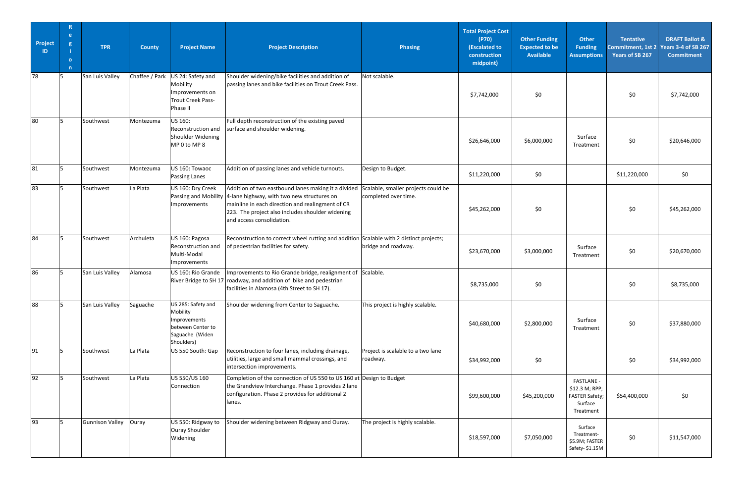| Project ID | Region | TPR | County | Project Name | Project Description | Phasing | Total Project Cost (P70) (Escalated to construction midpoint) | Other Funding Expected to be Available | Other Funding Assumptions | Tentative Commitment, 1st 2 Years of SB 267 | DRAFT Ballot & Years 3-4 of SB 267 Commitment |
|---|---|---|---|---|---|---|---|---|---|---|---|
| 78 | 5 | San Luis Valley | Chaffee / Park | US 24: Safety and Mobility Improvements on Trout Creek Pass- Phase II | Shoulder widening/bike facilities and addition of passing lanes and bike facilities on Trout Creek Pass. | Not scalable. | $7,742,000 | $0 | | $0 | $7,742,000 |
| 80 | 5 | Southwest | Montezuma | US 160: Reconstruction and Shoulder Widening MP 0 to MP 8 | Full depth reconstruction of the existing paved surface and shoulder widening. | | $26,646,000 | $6,000,000 | Surface Treatment | $0 | $20,646,000 |
| 81 | 5 | Southwest | Montezuma | US 160: Towaoc Passing Lanes | Addition of passing lanes and vehicle turnouts. | Design to Budget. | $11,220,000 | $0 | | $11,220,000 | $0 |
| 83 | 5 | Southwest | La Plata | US 160: Dry Creek Passing and Mobility Improvements | Addition of two eastbound lanes making it a divided 4-lane highway, with two new structures on mainline in each direction and realingment of CR 223. The project also includes shoulder widening and access consolidation. | Scalable, smaller projects could be completed over time. | $45,262,000 | $0 | | $0 | $45,262,000 |
| 84 | 5 | Southwest | Archuleta | US 160: Pagosa Reconstruction and Multi-Modal Improvements | Reconstruction to correct wheel rutting and addition of pedestrian facilities for safety. | Scalable with 2 distinct projects; bridge and roadway. | $23,670,000 | $3,000,000 | Surface Treatment | $0 | $20,670,000 |
| 86 | 5 | San Luis Valley | Alamosa | US 160: Rio Grande River Bridge to SH 17 | Improvements to Rio Grande bridge, realignment of roadway, and addition of bike and pedestrian facilities in Alamosa (4th Street to SH 17). | Scalable. | $8,735,000 | $0 | | $0 | $8,735,000 |
| 88 | 5 | San Luis Valley | Saguache | US 285: Safety and Mobility Improvements between Center to Saguache (Widen Shoulders) | Shoulder widening from Center to Saguache. | This project is highly scalable. | $40,680,000 | $2,800,000 | Surface Treatment | $0 | $37,880,000 |
| 91 | 5 | Southwest | La Plata | US 550 South: Gap | Reconstruction to four lanes, including drainage, utilities, large and small mammal crossings, and intersection improvements. | Project is scalable to a two lane roadway. | $34,992,000 | $0 | | $0 | $34,992,000 |
| 92 | 5 | Southwest | La Plata | US 550/US 160 Connection | Completion of the connection of US 550 to US 160 at the Grandview Interchange. Phase 1 provides 2 lane configuration. Phase 2 provides for additional 2 lanes. | Design to Budget | $99,600,000 | $45,200,000 | FASTLANE - $12.3 M; RPP; FASTER Safety; Surface Treatment | $54,400,000 | $0 |
| 93 | 5 | Gunnison Valley | Ouray | US 550: Ridgway to Ouray Shoulder Widening | Shoulder widening between Ridgway and Ouray. | The project is highly scalable. | $18,597,000 | $7,050,000 | Surface Treatment- $5.9M; FASTER Safety- $1.15M | $0 | $11,547,000 |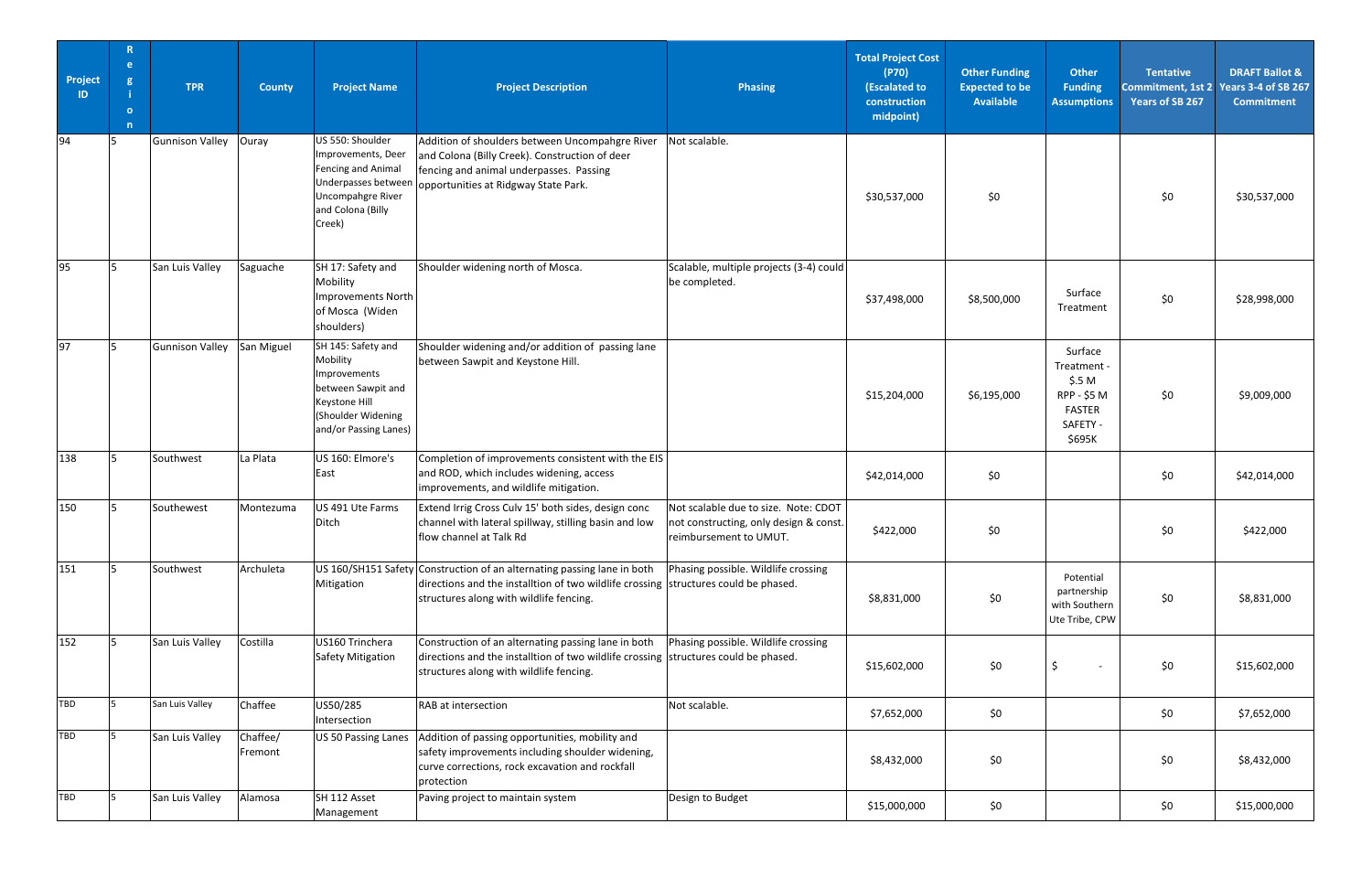| Project ID | Region | TPR | County | Project Name | Project Description | Phasing | Total Project Cost (P70) (Escalated to construction midpoint) | Other Funding Expected to be Available | Other Funding Assumptions | Tentative Commitment, 1st 2 Years of SB 267 | DRAFT Ballot & Years 3-4 of SB 267 Commitment |
|---|---|---|---|---|---|---|---|---|---|---|---|
| 94 | 5 | Gunnison Valley | Ouray | US 550: Shoulder Improvements, Deer Fencing and Animal Underpasses between Uncompahgre River and Colona (Billy Creek) | Addition of shoulders between Uncompahgre River and Colona (Billy Creek). Construction of deer fencing and animal underpasses. Passing opportunities at Ridgway State Park. | Not scalable. | $30,537,000 | $0 | | $0 | $30,537,000 |
| 95 | 5 | San Luis Valley | Saguache | SH 17: Safety and Mobility Improvements North of Mosca (Widen shoulders) | Shoulder widening north of Mosca. | Scalable, multiple projects (3-4) could be completed. | $37,498,000 | $8,500,000 | Surface Treatment | $0 | $28,998,000 |
| 97 | 5 | Gunnison Valley | San Miguel | SH 145: Safety and Mobility Improvements between Sawpit and Keystone Hill (Shoulder Widening and/or Passing Lanes) | Shoulder widening and/or addition of passing lane between Sawpit and Keystone Hill. | | $15,204,000 | $6,195,000 | Surface Treatment - $.5 M RPP - $5 M FASTER SAFETY - $695K | $0 | $9,009,000 |
| 138 | 5 | Southwest | La Plata | US 160: Elmore's East | Completion of improvements consistent with the EIS and ROD, which includes widening, access improvements, and wildlife mitigation. | | $42,014,000 | $0 | | $0 | $42,014,000 |
| 150 | 5 | Southewest | Montezuma | US 491 Ute Farms Ditch | Extend Irrig Cross Culv 15' both sides, design conc channel with lateral spillway, stilling basin and low flow channel at Talk Rd | Not scalable due to size. Note: CDOT not constructing, only design & const. reimbursement to UMUT. | $422,000 | $0 | | $0 | $422,000 |
| 151 | 5 | Southwest | Archuleta | US 160/SH151 Safety Mitigation | Construction of an alternating passing lane in both directions and the installtion of two wildlife crossing structures along with wildlife fencing. | Phasing possible. Wildlife crossing structures could be phased. | $8,831,000 | $0 | Potential partnership with Southern Ute Tribe, CPW | $0 | $8,831,000 |
| 152 | 5 | San Luis Valley | Costilla | US160 Trinchera Safety Mitigation | Construction of an alternating passing lane in both directions and the installtion of two wildlife crossing structures along with wildlife fencing. | Phasing possible. Wildlife crossing structures could be phased. | $15,602,000 | $0 | $ - | $0 | $15,602,000 |
| TBD | 5 | San Luis Valley | Chaffee | US50/285 Intersection | RAB at intersection | Not scalable. | $7,652,000 | $0 | | $0 | $7,652,000 |
| TBD | 5 | San Luis Valley | Chaffee/ Fremont | US 50 Passing Lanes | Addition of passing opportunities, mobility and safety improvements including shoulder widening, curve corrections, rock excavation and rockfall protection | | $8,432,000 | $0 | | $0 | $8,432,000 |
| TBD | 5 | San Luis Valley | Alamosa | SH 112 Asset Management | Paving project to maintain system | Design to Budget | $15,000,000 | $0 | | $0 | $15,000,000 |